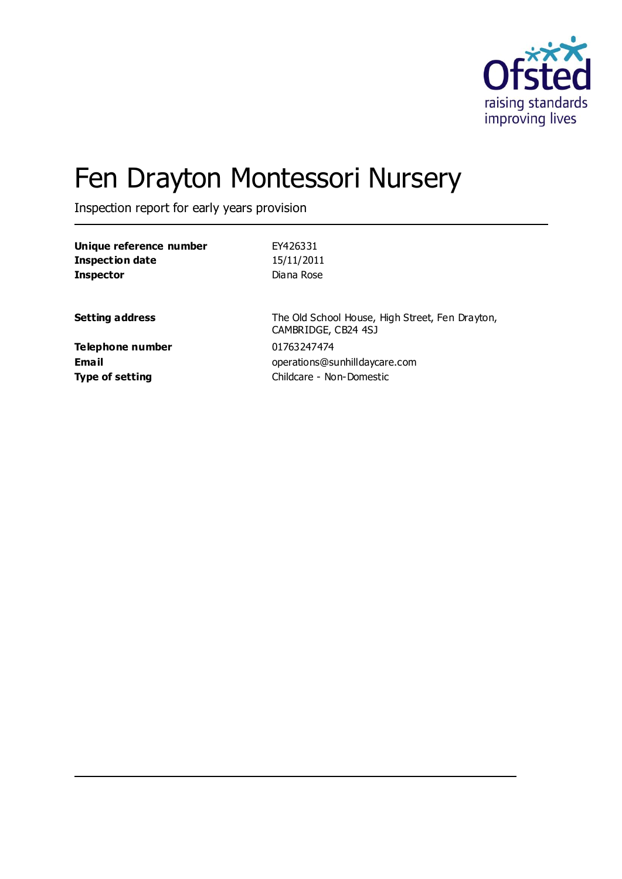# Fen Drayton Montessori Nursery

Inspection report for early years provision

| | |
|---|---|
| **Unique reference number** | EY426331 |
| **Inspection date** | 15/11/2011 |
| **Inspector** | Diana Rose |

| | |
|---|---|
| **Setting address** | The Old School House, High Street, Fen Drayton, CAMBRIDGE, CB24 4SJ |
| **Telephone number** | 01763247474 |
| **Email** | operations@sunhilldaycare.com |
| **Type of setting** | Childcare - Non-Domestic |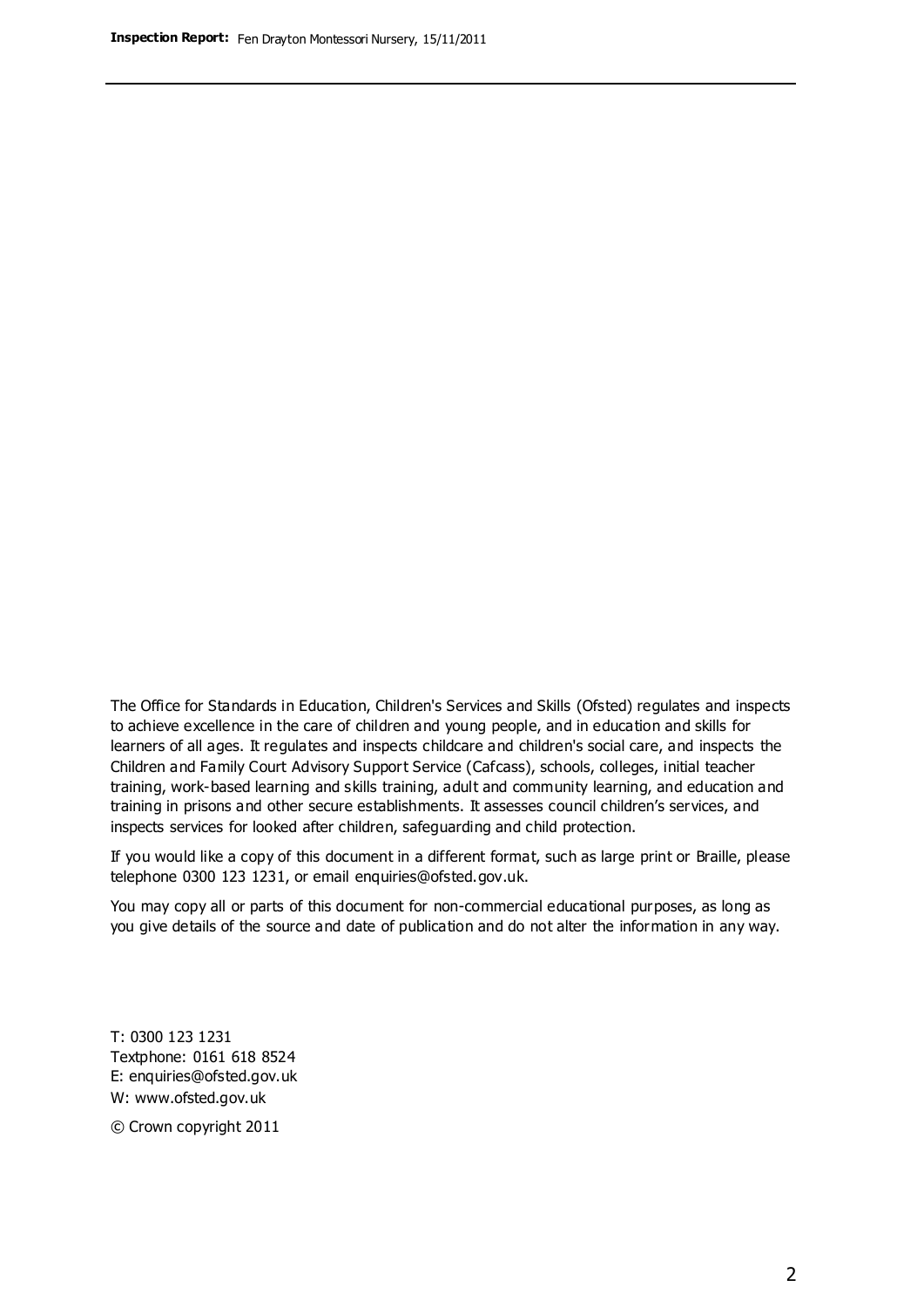The Office for Standards in Education, Children's Services and Skills (Ofsted) regulates and inspects to achieve excellence in the care of children and young people, and in education and skills for learners of all ages. It regulates and inspects childcare and children's social care, and inspects the Children and Family Court Advisory Support Service (Cafcass), schools, colleges, initial teacher training, work-based learning and skills training, adult and community learning, and education and training in prisons and other secure establishments. It assesses council children's services, and inspects services for looked after children, safeguarding and child protection.

If you would like a copy of this document in a different format, such as large print or Braille, please telephone 0300 123 1231, or email enquiries@ofsted.gov.uk.

You may copy all or parts of this document for non-commercial educational purposes, as long as you give details of the source and date of publication and do not alter the information in any way.

T: 0300 123 1231
Textphone: 0161 618 8524
E: enquiries@ofsted.gov.uk
W: www.ofsted.gov.uk

© Crown copyright 2011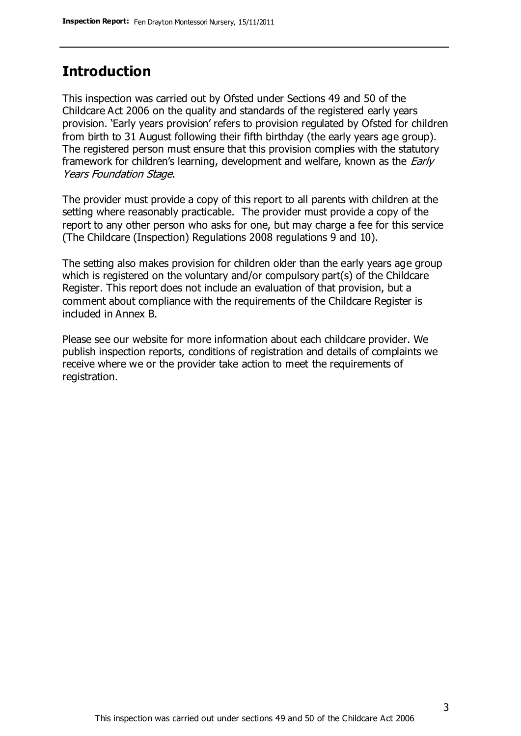## Introduction

This inspection was carried out by Ofsted under Sections 49 and 50 of the Childcare Act 2006 on the quality and standards of the registered early years provision. 'Early years provision' refers to provision regulated by Ofsted for children from birth to 31 August following their fifth birthday (the early years age group). The registered person must ensure that this provision complies with the statutory framework for children's learning, development and welfare, known as the *Early Years Foundation Stage.*

The provider must provide a copy of this report to all parents with children at the setting where reasonably practicable. The provider must provide a copy of the report to any other person who asks for one, but may charge a fee for this service (The Childcare (Inspection) Regulations 2008 regulations 9 and 10).

The setting also makes provision for children older than the early years age group which is registered on the voluntary and/or compulsory part(s) of the Childcare Register. This report does not include an evaluation of that provision, but a comment about compliance with the requirements of the Childcare Register is included in Annex B.

Please see our website for more information about each childcare provider. We publish inspection reports, conditions of registration and details of complaints we receive where we or the provider take action to meet the requirements of registration.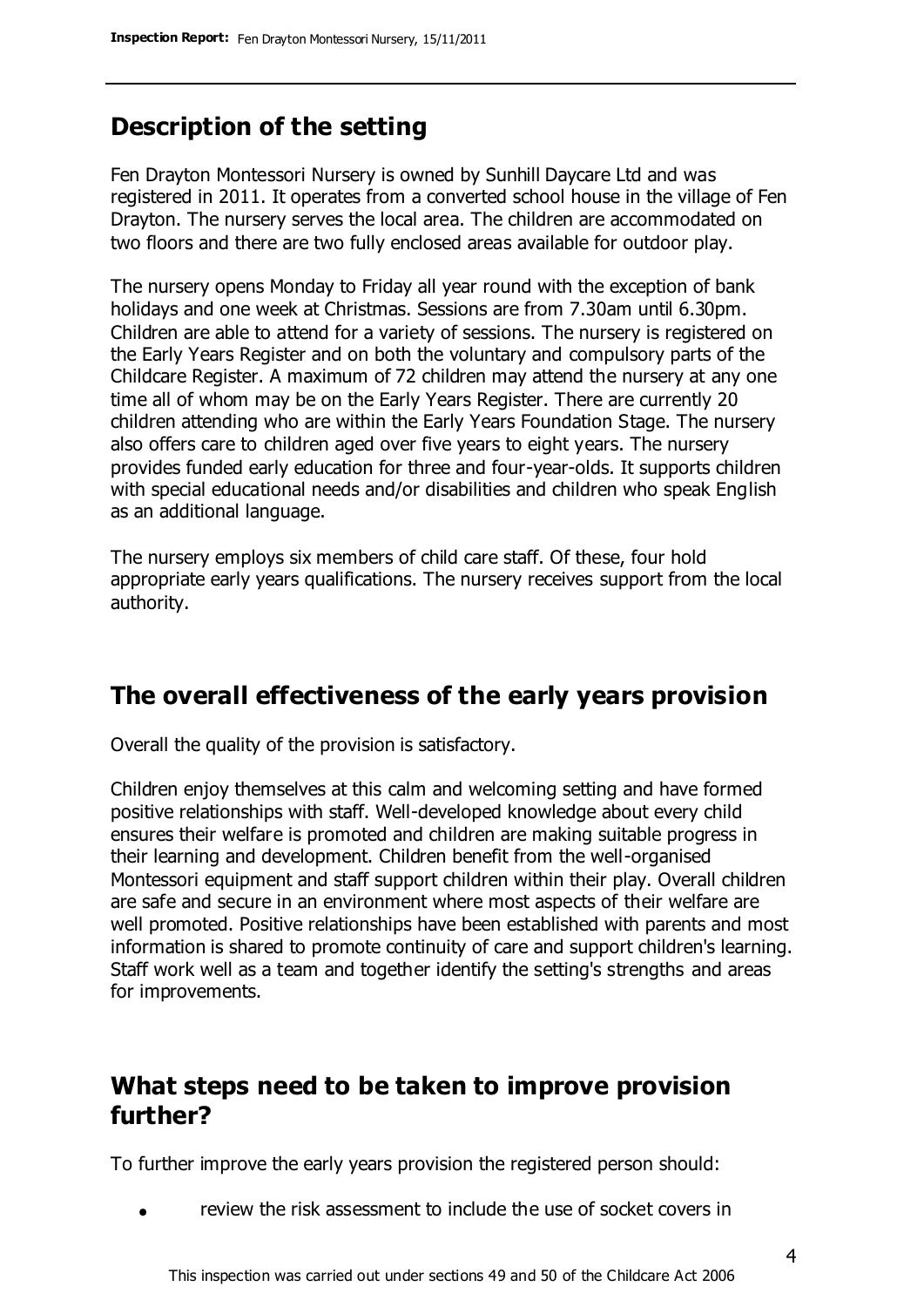## Description of the setting

Fen Drayton Montessori Nursery is owned by Sunhill Daycare Ltd and was registered in 2011. It operates from a converted school house in the village of Fen Drayton. The nursery serves the local area. The children are accommodated on two floors and there are two fully enclosed areas available for outdoor play.

The nursery opens Monday to Friday all year round with the exception of bank holidays and one week at Christmas. Sessions are from 7.30am until 6.30pm. Children are able to attend for a variety of sessions. The nursery is registered on the Early Years Register and on both the voluntary and compulsory parts of the Childcare Register. A maximum of 72 children may attend the nursery at any one time all of whom may be on the Early Years Register. There are currently 20 children attending who are within the Early Years Foundation Stage. The nursery also offers care to children aged over five years to eight years. The nursery provides funded early education for three and four-year-olds. It supports children with special educational needs and/or disabilities and children who speak English as an additional language.

The nursery employs six members of child care staff. Of these, four hold appropriate early years qualifications. The nursery receives support from the local authority.

## The overall effectiveness of the early years provision

Overall the quality of the provision is satisfactory.

Children enjoy themselves at this calm and welcoming setting and have formed positive relationships with staff. Well-developed knowledge about every child ensures their welfare is promoted and children are making suitable progress in their learning and development. Children benefit from the well-organised Montessori equipment and staff support children within their play. Overall children are safe and secure in an environment where most aspects of their welfare are well promoted. Positive relationships have been established with parents and most information is shared to promote continuity of care and support children's learning. Staff work well as a team and together identify the setting's strengths and areas for improvements.

## What steps need to be taken to improve provision further?

To further improve the early years provision the registered person should:

- review the risk assessment to include the use of socket covers in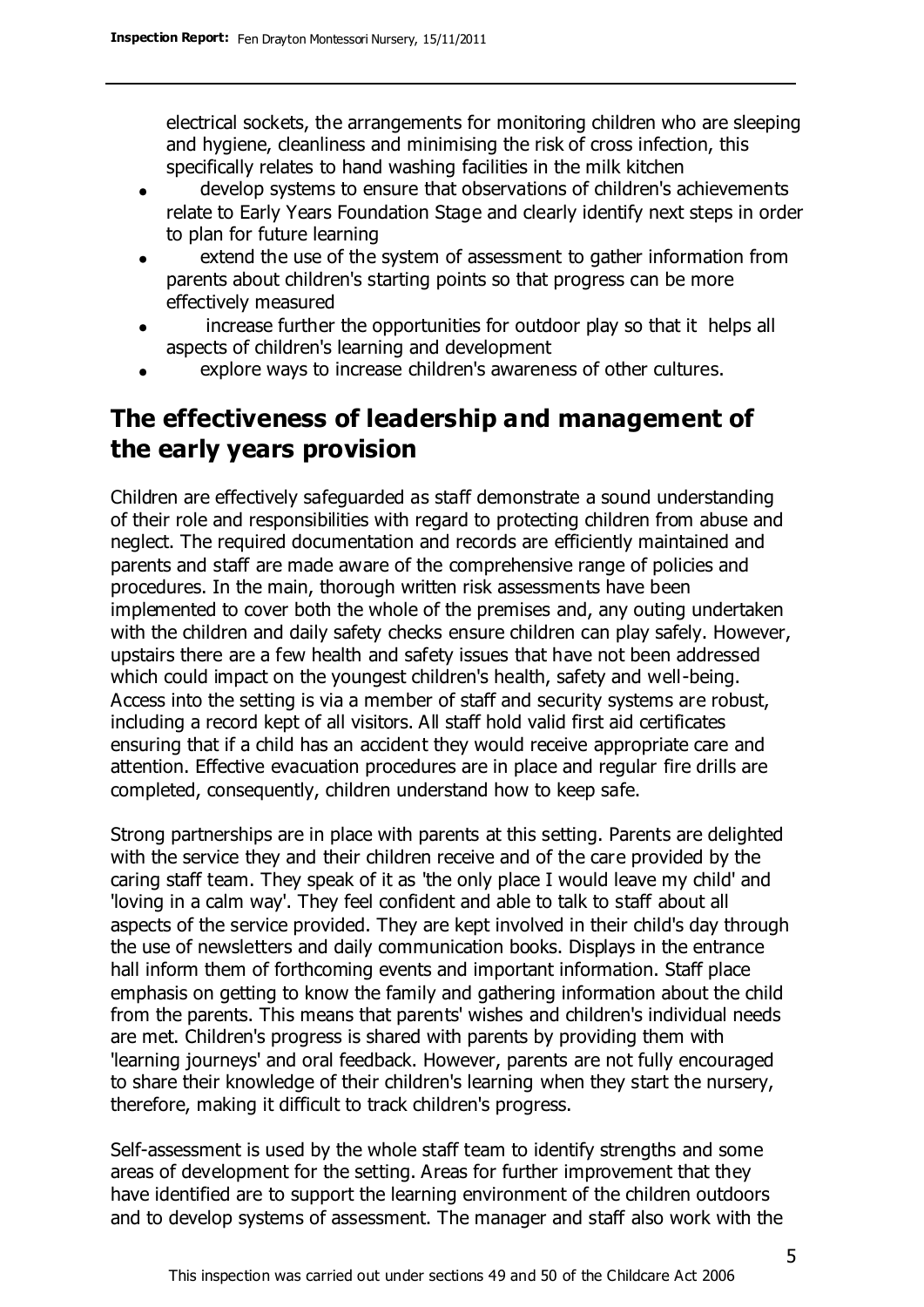electrical sockets, the arrangements for monitoring children who are sleeping and hygiene, cleanliness and minimising the risk of cross infection, this specifically relates to hand washing facilities in the milk kitchen

- develop systems to ensure that observations of children's achievements relate to Early Years Foundation Stage and clearly identify next steps in order to plan for future learning
- extend the use of the system of assessment to gather information from parents about children's starting points so that progress can be more effectively measured
- increase further the opportunities for outdoor play so that it helps all aspects of children's learning and development
- explore ways to increase children's awareness of other cultures.

## The effectiveness of leadership and management of the early years provision

Children are effectively safeguarded as staff demonstrate a sound understanding of their role and responsibilities with regard to protecting children from abuse and neglect. The required documentation and records are efficiently maintained and parents and staff are made aware of the comprehensive range of policies and procedures. In the main, thorough written risk assessments have been implemented to cover both the whole of the premises and, any outing undertaken with the children and daily safety checks ensure children can play safely. However, upstairs there are a few health and safety issues that have not been addressed which could impact on the youngest children's health, safety and well-being. Access into the setting is via a member of staff and security systems are robust, including a record kept of all visitors. All staff hold valid first aid certificates ensuring that if a child has an accident they would receive appropriate care and attention. Effective evacuation procedures are in place and regular fire drills are completed, consequently, children understand how to keep safe.

Strong partnerships are in place with parents at this setting. Parents are delighted with the service they and their children receive and of the care provided by the caring staff team. They speak of it as 'the only place I would leave my child' and 'loving in a calm way'. They feel confident and able to talk to staff about all aspects of the service provided. They are kept involved in their child's day through the use of newsletters and daily communication books. Displays in the entrance hall inform them of forthcoming events and important information. Staff place emphasis on getting to know the family and gathering information about the child from the parents. This means that parents' wishes and children's individual needs are met. Children's progress is shared with parents by providing them with 'learning journeys' and oral feedback. However, parents are not fully encouraged to share their knowledge of their children's learning when they start the nursery, therefore, making it difficult to track children's progress.

Self-assessment is used by the whole staff team to identify strengths and some areas of development for the setting. Areas for further improvement that they have identified are to support the learning environment of the children outdoors and to develop systems of assessment. The manager and staff also work with the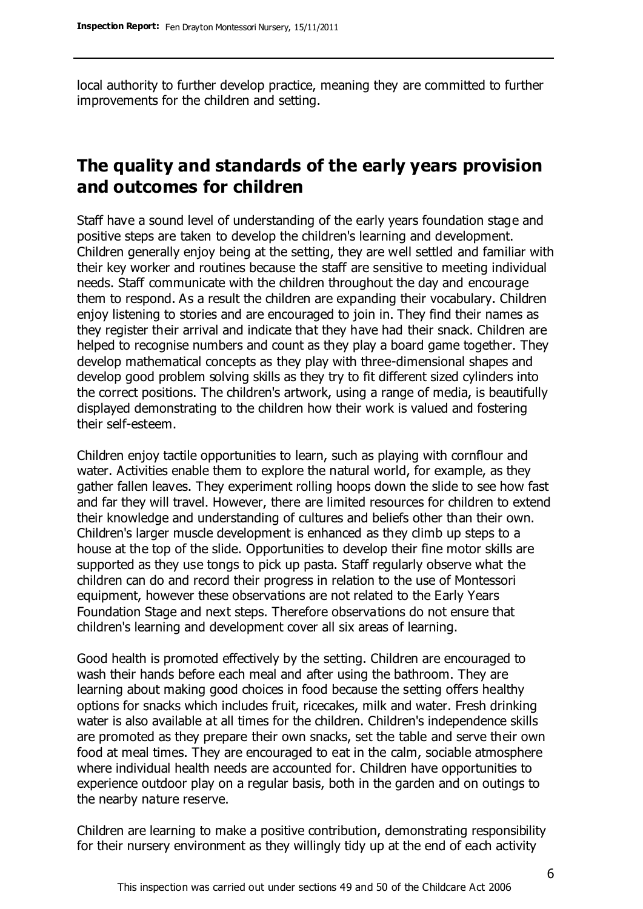local authority to further develop practice, meaning they are committed to further improvements for the children and setting.

## The quality and standards of the early years provision and outcomes for children

Staff have a sound level of understanding of the early years foundation stage and positive steps are taken to develop the children's learning and development. Children generally enjoy being at the setting, they are well settled and familiar with their key worker and routines because the staff are sensitive to meeting individual needs. Staff communicate with the children throughout the day and encourage them to respond. As a result the children are expanding their vocabulary. Children enjoy listening to stories and are encouraged to join in. They find their names as they register their arrival and indicate that they have had their snack. Children are helped to recognise numbers and count as they play a board game together. They develop mathematical concepts as they play with three-dimensional shapes and develop good problem solving skills as they try to fit different sized cylinders into the correct positions. The children's artwork, using a range of media, is beautifully displayed demonstrating to the children how their work is valued and fostering their self-esteem.

Children enjoy tactile opportunities to learn, such as playing with cornflour and water. Activities enable them to explore the natural world, for example, as they gather fallen leaves. They experiment rolling hoops down the slide to see how fast and far they will travel. However, there are limited resources for children to extend their knowledge and understanding of cultures and beliefs other than their own. Children's larger muscle development is enhanced as they climb up steps to a house at the top of the slide. Opportunities to develop their fine motor skills are supported as they use tongs to pick up pasta. Staff regularly observe what the children can do and record their progress in relation to the use of Montessori equipment, however these observations are not related to the Early Years Foundation Stage and next steps. Therefore observations do not ensure that children's learning and development cover all six areas of learning.

Good health is promoted effectively by the setting. Children are encouraged to wash their hands before each meal and after using the bathroom. They are learning about making good choices in food because the setting offers healthy options for snacks which includes fruit, ricecakes, milk and water. Fresh drinking water is also available at all times for the children. Children's independence skills are promoted as they prepare their own snacks, set the table and serve their own food at meal times. They are encouraged to eat in the calm, sociable atmosphere where individual health needs are accounted for. Children have opportunities to experience outdoor play on a regular basis, both in the garden and on outings to the nearby nature reserve.

Children are learning to make a positive contribution, demonstrating responsibility for their nursery environment as they willingly tidy up at the end of each activity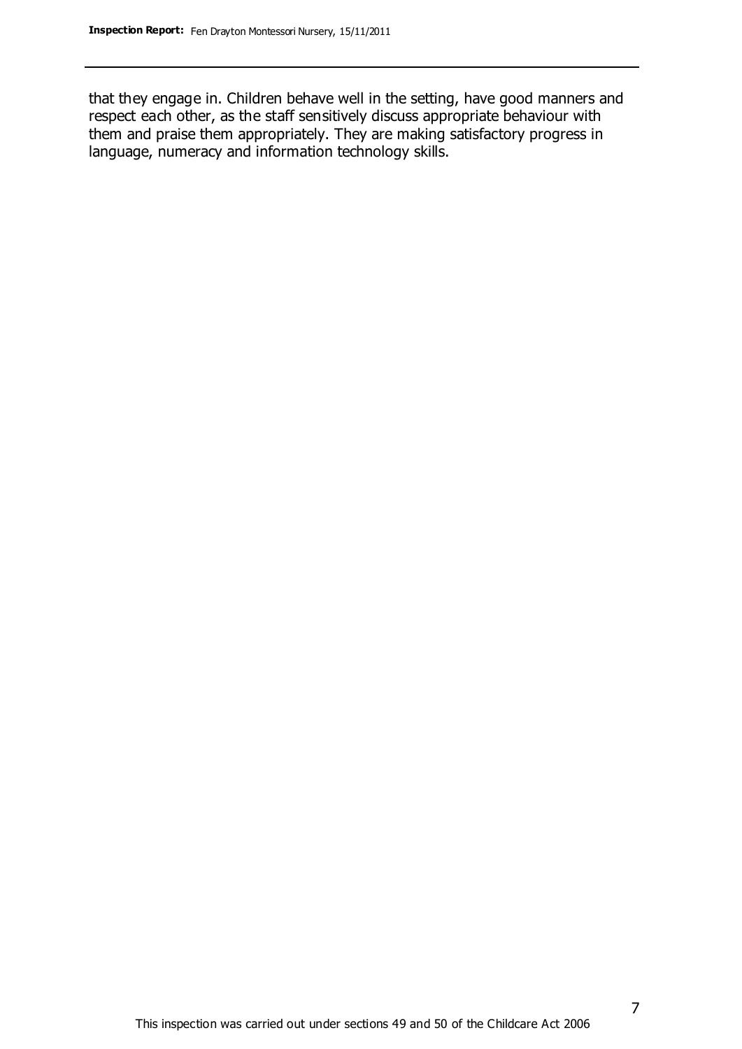that they engage in. Children behave well in the setting, have good manners and respect each other, as the staff sensitively discuss appropriate behaviour with them and praise them appropriately. They are making satisfactory progress in language, numeracy and information technology skills.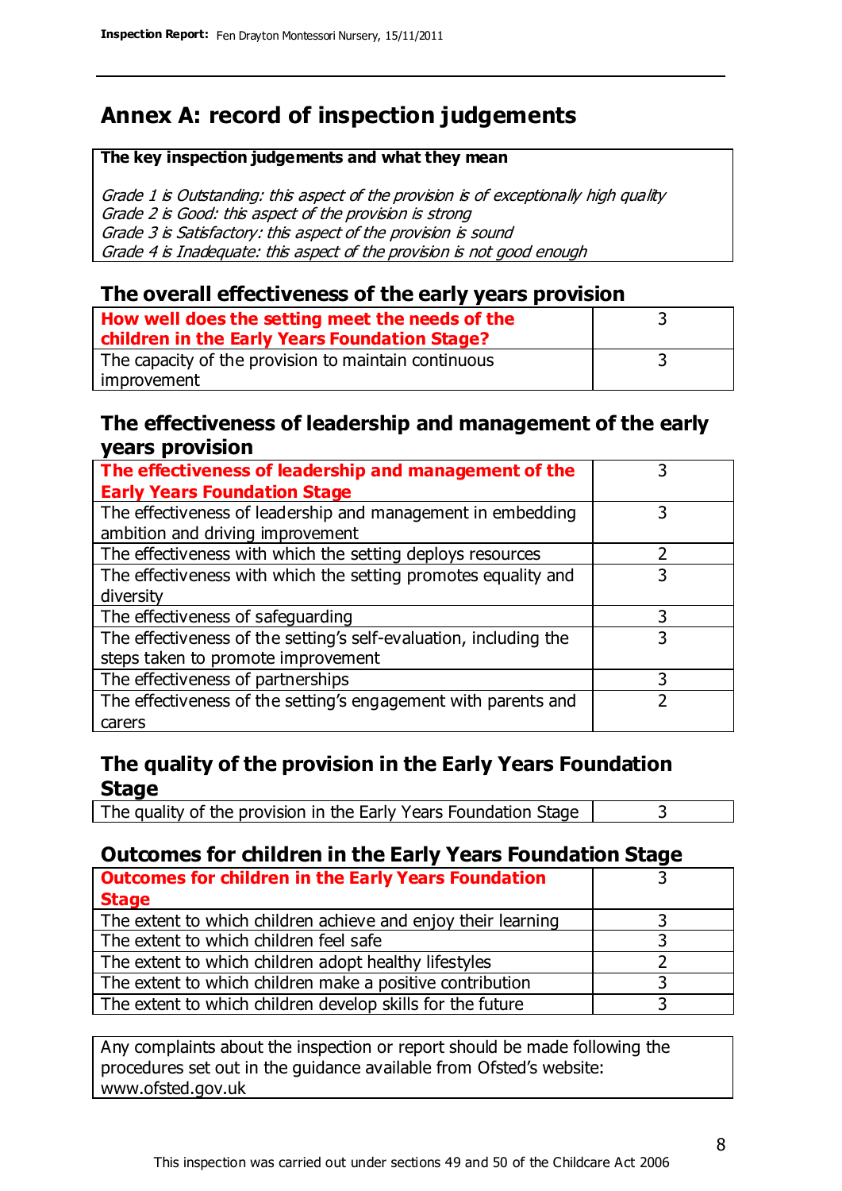# Annex A: record of inspection judgements

**The key inspection judgements and what they mean**

*Grade 1 is Outstanding: this aspect of the provision is of exceptionally high quality*
*Grade 2 is Good: this aspect of the provision is strong*
*Grade 3 is Satisfactory: this aspect of the provision is sound*
*Grade 4 is Inadequate: this aspect of the provision is not good enough*

## The overall effectiveness of the early years provision

| | |
|---|---|
| **How well does the setting meet the needs of the children in the Early Years Foundation Stage?** | 3 |
| The capacity of the provision to maintain continuous improvement | 3 |

## The effectiveness of leadership and management of the early years provision

| | |
|---|---|
| **The effectiveness of leadership and management of the Early Years Foundation Stage** | 3 |
| The effectiveness of leadership and management in embedding ambition and driving improvement | 3 |
| The effectiveness with which the setting deploys resources | 2 |
| The effectiveness with which the setting promotes equality and diversity | 3 |
| The effectiveness of safeguarding | 3 |
| The effectiveness of the setting's self-evaluation, including the steps taken to promote improvement | 3 |
| The effectiveness of partnerships | 3 |
| The effectiveness of the setting's engagement with parents and carers | 2 |

## The quality of the provision in the Early Years Foundation Stage

| | |
|---|---|
| The quality of the provision in the Early Years Foundation Stage | 3 |

## Outcomes for children in the Early Years Foundation Stage

| | |
|---|---|
| **Outcomes for children in the Early Years Foundation Stage** | 3 |
| The extent to which children achieve and enjoy their learning | 3 |
| The extent to which children feel safe | 3 |
| The extent to which children adopt healthy lifestyles | 2 |
| The extent to which children make a positive contribution | 3 |
| The extent to which children develop skills for the future | 3 |

Any complaints about the inspection or report should be made following the procedures set out in the guidance available from Ofsted's website: www.ofsted.gov.uk

This inspection was carried out under sections 49 and 50 of the Childcare Act 2006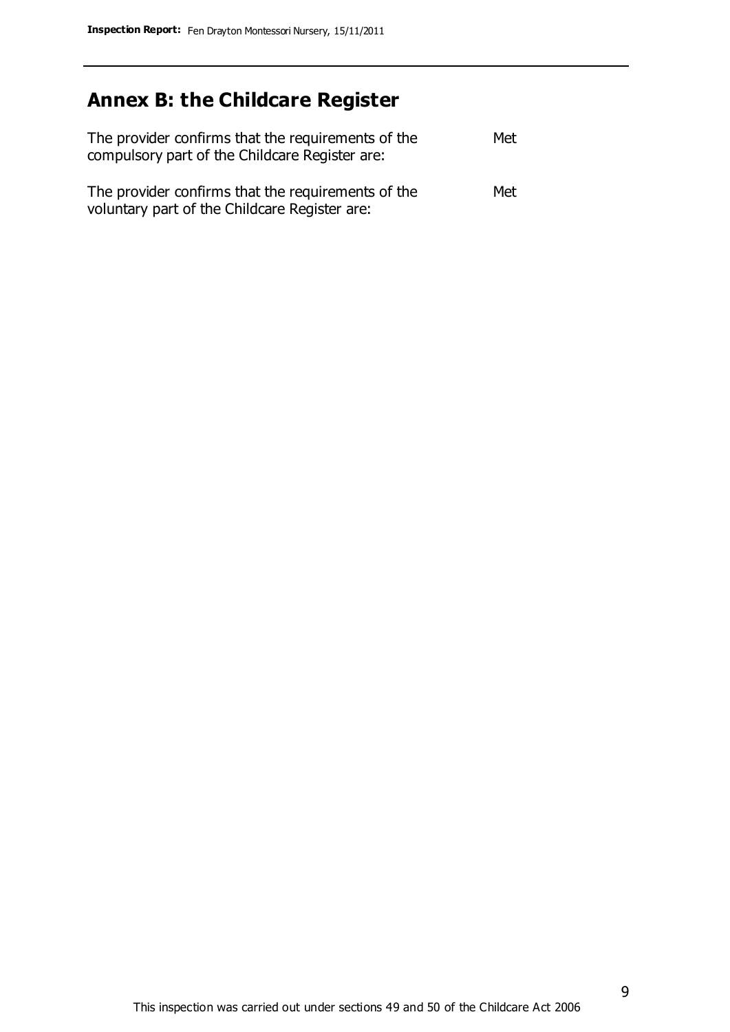## Annex B: the Childcare Register

| | |
|---|---|
| The provider confirms that the requirements of the compulsory part of the Childcare Register are: | Met |
| The provider confirms that the requirements of the voluntary part of the Childcare Register are: | Met |

This inspection was carried out under sections 49 and 50 of the Childcare Act 2006